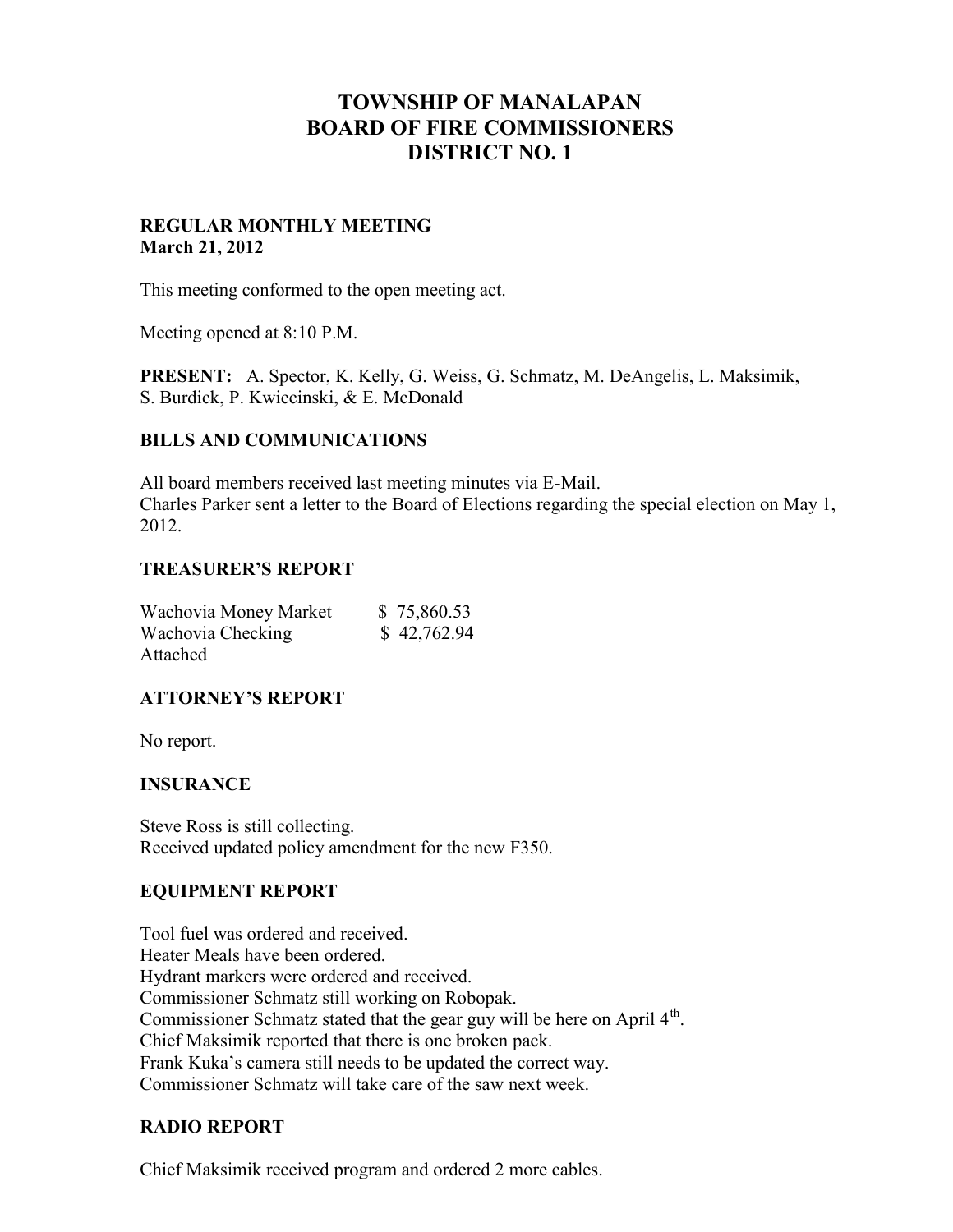# TOWNSHIP OF MANALAPAN
# BOARD OF FIRE COMMISSIONERS
# DISTRICT NO. 1

**REGULAR MONTHLY MEETING**
**March 21, 2012**

This meeting conformed to the open meeting act.

Meeting opened at 8:10 P.M.

**PRESENT:** A. Spector, K. Kelly, G. Weiss, G. Schmatz, M. DeAngelis, L. Maksimik, S. Burdick, P. Kwiecinski, & E. McDonald

## BILLS AND COMMUNICATIONS

All board members received last meeting minutes via E-Mail.
Charles Parker sent a letter to the Board of Elections regarding the special election on May 1, 2012.

## TREASURER'S REPORT

| | |
|---|---|
| Wachovia Money Market | $ 75,860.53 |
| Wachovia Checking | $ 42,762.94 |

Attached

## ATTORNEY'S REPORT

No report.

## INSURANCE

Steve Ross is still collecting.
Received updated policy amendment for the new F350.

## EQUIPMENT REPORT

Tool fuel was ordered and received.
Heater Meals have been ordered.
Hydrant markers were ordered and received.
Commissioner Schmatz still working on Robopak.
Commissioner Schmatz stated that the gear guy will be here on April 4th.
Chief Maksimik reported that there is one broken pack.
Frank Kuka's camera still needs to be updated the correct way.
Commissioner Schmatz will take care of the saw next week.

## RADIO REPORT

Chief Maksimik received program and ordered 2 more cables.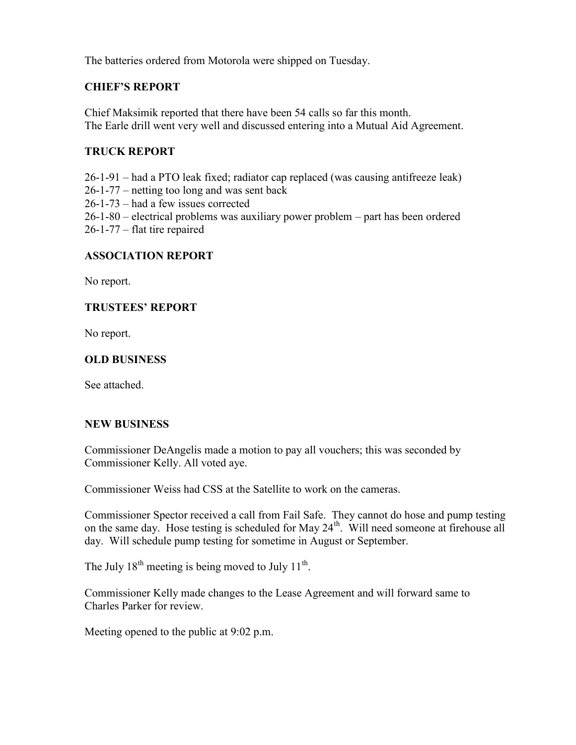The batteries ordered from Motorola were shipped on Tuesday.

## CHIEF'S REPORT

Chief Maksimik reported that there have been 54 calls so far this month.
The Earle drill went very well and discussed entering into a Mutual Aid Agreement.

## TRUCK REPORT

26-1-91 – had a PTO leak fixed; radiator cap replaced (was causing antifreeze leak)
26-1-77 – netting too long and was sent back
26-1-73 – had a few issues corrected
26-1-80 – electrical problems was auxiliary power problem – part has been ordered
26-1-77 – flat tire repaired

## ASSOCIATION REPORT

No report.

## TRUSTEES' REPORT

No report.

## OLD BUSINESS

See attached.

## NEW BUSINESS

Commissioner DeAngelis made a motion to pay all vouchers; this was seconded by Commissioner Kelly. All voted aye.

Commissioner Weiss had CSS at the Satellite to work on the cameras.

Commissioner Spector received a call from Fail Safe. They cannot do hose and pump testing on the same day. Hose testing is scheduled for May 24th. Will need someone at firehouse all day. Will schedule pump testing for sometime in August or September.

The July 18th meeting is being moved to July 11th.

Commissioner Kelly made changes to the Lease Agreement and will forward same to Charles Parker for review.

Meeting opened to the public at 9:02 p.m.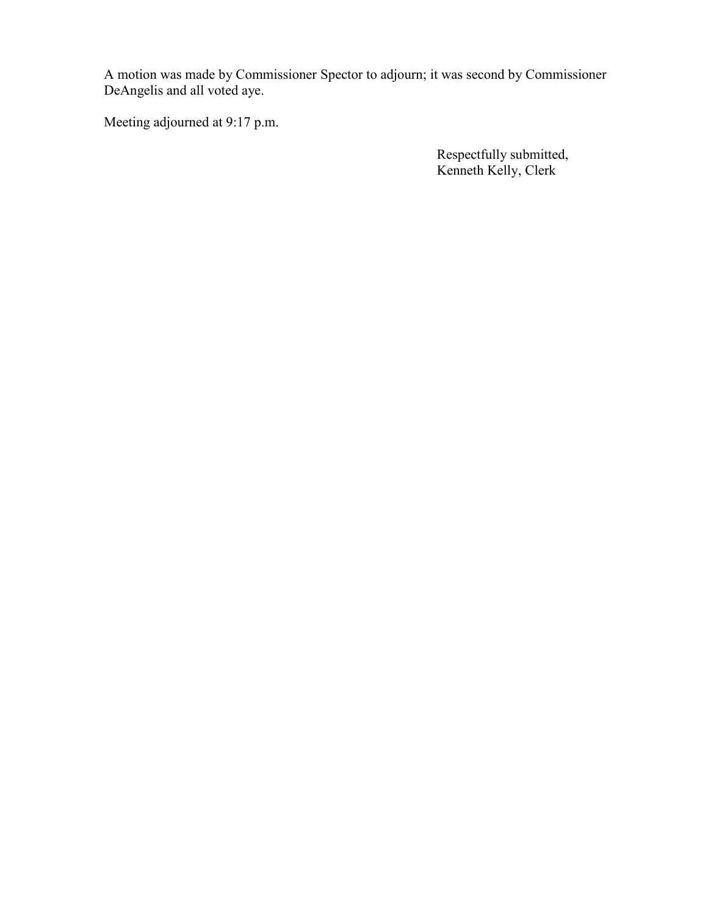A motion was made by Commissioner Spector to adjourn; it was second by Commissioner DeAngelis and all voted aye.

Meeting adjourned at 9:17 p.m.

Respectfully submitted,
Kenneth Kelly, Clerk